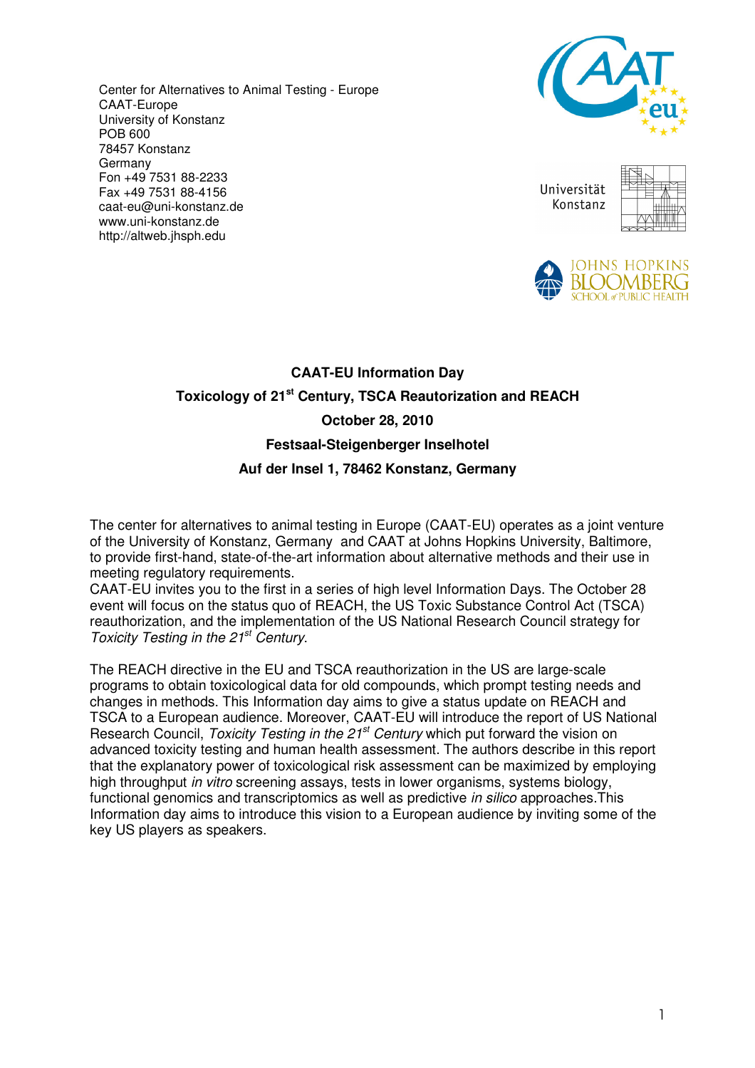Center for Alternatives to Animal Testing - Europe
CAAT-Europe
University of Konstanz
POB 600
78457 Konstanz
Germany
Fon +49 7531 88-2233
Fax +49 7531 88-4156
caat-eu@uni-konstanz.de
www.uni-konstanz.de
http://altweb.jhsph.edu

**CAAT-EU Information Day**

**Toxicology of 21st Century, TSCA Reautorization and REACH**

**October 28, 2010**

**Festsaal-Steigenberger Inselhotel**

**Auf der Insel 1, 78462 Konstanz, Germany**

The center for alternatives to animal testing in Europe (CAAT-EU) operates as a joint venture of the University of Konstanz, Germany and CAAT at Johns Hopkins University, Baltimore, to provide first-hand, state-of-the-art information about alternative methods and their use in meeting regulatory requirements.
CAAT-EU invites you to the first in a series of high level Information Days. The October 28 event will focus on the status quo of REACH, the US Toxic Substance Control Act (TSCA) reauthorization, and the implementation of the US National Research Council strategy for *Toxicity Testing in the 21st Century*.

The REACH directive in the EU and TSCA reauthorization in the US are large-scale programs to obtain toxicological data for old compounds, which prompt testing needs and changes in methods. This Information day aims to give a status update on REACH and TSCA to a European audience. Moreover, CAAT-EU will introduce the report of US National Research Council, *Toxicity Testing in the 21st Century* which put forward the vision on advanced toxicity testing and human health assessment. The authors describe in this report that the explanatory power of toxicological risk assessment can be maximized by employing high throughput *in vitro* screening assays, tests in lower organisms, systems biology, functional genomics and transcriptomics as well as predictive *in silico* approaches.This Information day aims to introduce this vision to a European audience by inviting some of the key US players as speakers.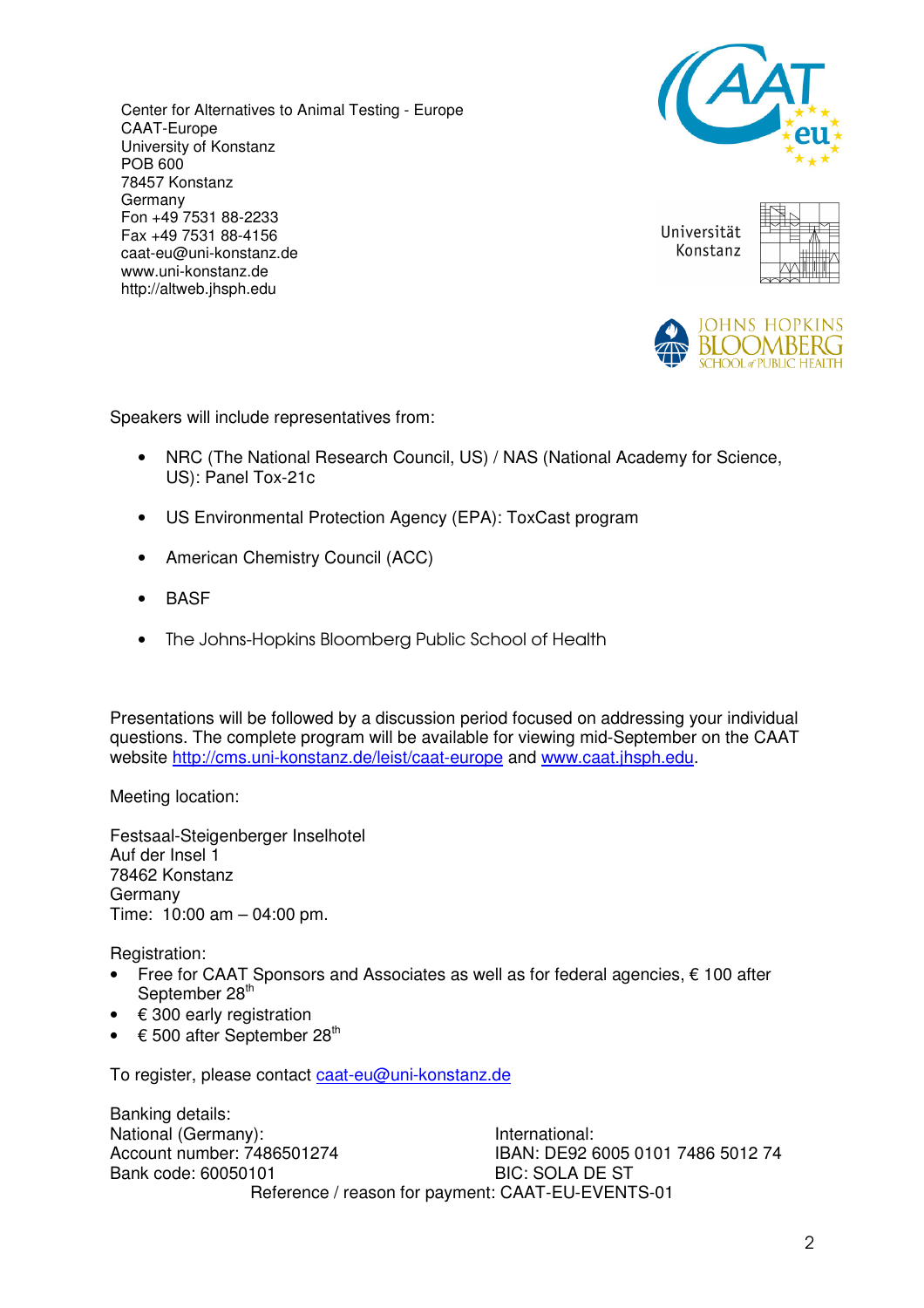Center for Alternatives to Animal Testing - Europe
CAAT-Europe
University of Konstanz
POB 600
78457 Konstanz
Germany
Fon +49 7531 88-2233
Fax +49 7531 88-4156
caat-eu@uni-konstanz.de
www.uni-konstanz.de
http://altweb.jhsph.edu

Universität Konstanz

JOHNS HOPKINS BLOOMBERG SCHOOL of PUBLIC HEALTH

Speakers will include representatives from:

- NRC (The National Research Council, US) / NAS (National Academy for Science, US): Panel Tox-21c
- US Environmental Protection Agency (EPA): ToxCast program
- American Chemistry Council (ACC)
- BASF
- The Johns-Hopkins Bloomberg Public School of Health

Presentations will be followed by a discussion period focused on addressing your individual questions. The complete program will be available for viewing mid-September on the CAAT website http://cms.uni-konstanz.de/leist/caat-europe and www.caat.jhsph.edu.

Meeting location:

Festsaal-Steigenberger Inselhotel
Auf der Insel 1
78462 Konstanz
Germany
Time: 10:00 am – 04:00 pm.

Registration:

- Free for CAAT Sponsors and Associates as well as for federal agencies, € 100 after September 28th
- € 300 early registration
- € 500 after September 28th

To register, please contact caat-eu@uni-konstanz.de

Banking details:

National (Germany):
Account number: 7486501274
Bank code: 60050101

International:
IBAN: DE92 6005 0101 7486 5012 74
BIC: SOLA DE ST

Reference / reason for payment: CAAT-EU-EVENTS-01